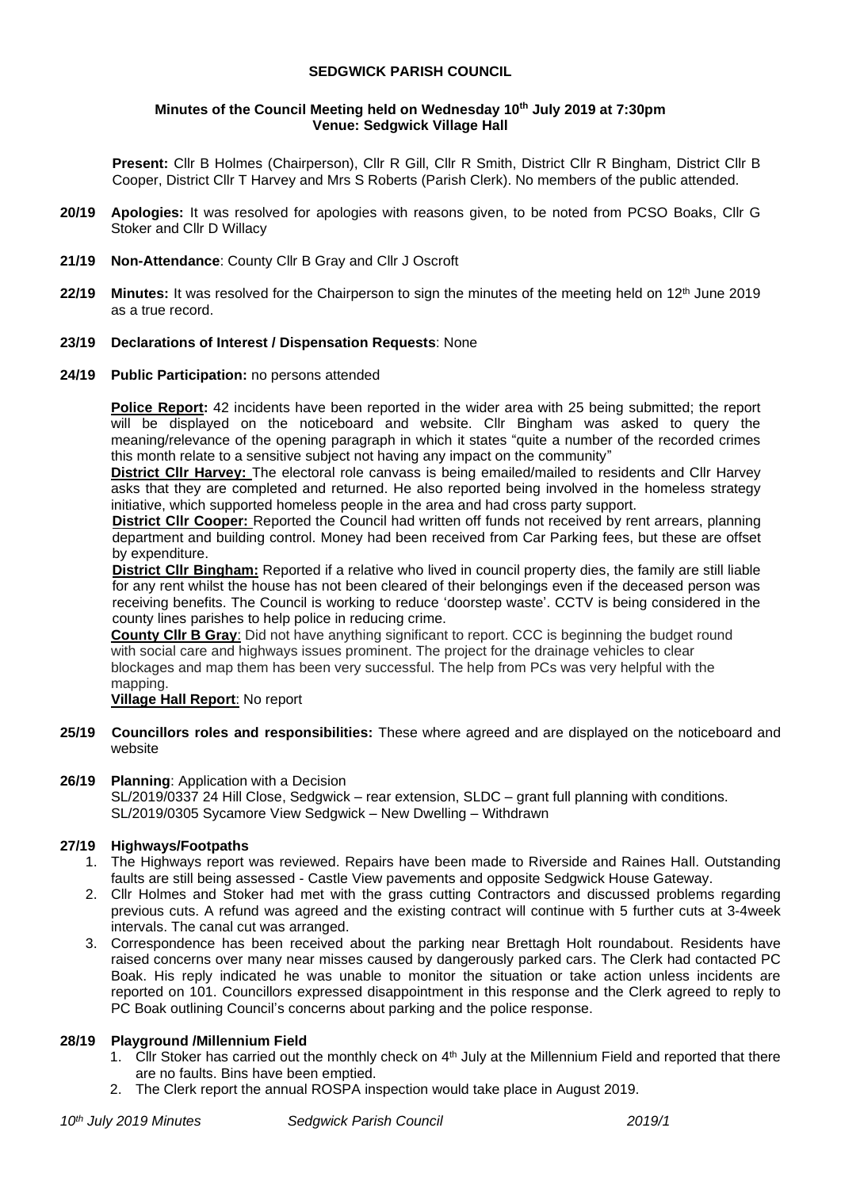# SEDGWICK PARISH COUNCIL

### Minutes of the Council Meeting held on Wednesday 10th July 2019 at 7:30pm
### Venue: Sedgwick Village Hall

**Present:** Cllr B Holmes (Chairperson), Cllr R Gill, Cllr R Smith, District Cllr R Bingham, District Cllr B Cooper, District Cllr T Harvey and Mrs S Roberts (Parish Clerk). No members of the public attended.

**20/19 Apologies:** It was resolved for apologies with reasons given, to be noted from PCSO Boaks, Cllr G Stoker and Cllr D Willacy

**21/19 Non-Attendance**: County Cllr B Gray and Cllr J Oscroft

**22/19 Minutes:** It was resolved for the Chairperson to sign the minutes of the meeting held on 12th June 2019 as a true record.

**23/19 Declarations of Interest / Dispensation Requests**: None

**24/19 Public Participation:** no persons attended

**Police Report:** 42 incidents have been reported in the wider area with 25 being submitted; the report will be displayed on the noticeboard and website. Cllr Bingham was asked to query the meaning/relevance of the opening paragraph in which it states "quite a number of the recorded crimes this month relate to a sensitive subject not having any impact on the community"

**District Cllr Harvey:** The electoral role canvass is being emailed/mailed to residents and Cllr Harvey asks that they are completed and returned. He also reported being involved in the homeless strategy initiative, which supported homeless people in the area and had cross party support.

**District Cllr Cooper:** Reported the Council had written off funds not received by rent arrears, planning department and building control. Money had been received from Car Parking fees, but these are offset by expenditure.

**District Cllr Bingham:** Reported if a relative who lived in council property dies, the family are still liable for any rent whilst the house has not been cleared of their belongings even if the deceased person was receiving benefits. The Council is working to reduce 'doorstep waste'. CCTV is being considered in the county lines parishes to help police in reducing crime.

**County Cllr B Gray**: Did not have anything significant to report. CCC is beginning the budget round with social care and highways issues prominent. The project for the drainage vehicles to clear blockages and map them has been very successful. The help from PCs was very helpful with the mapping.

**Village Hall Report**: No report

**25/19 Councillors roles and responsibilities:** These where agreed and are displayed on the noticeboard and website

**26/19 Planning**: Application with a Decision

SL/2019/0337 24 Hill Close, Sedgwick – rear extension, SLDC – grant full planning with conditions.
SL/2019/0305 Sycamore View Sedgwick – New Dwelling – Withdrawn

**27/19 Highways/Footpaths**

1. The Highways report was reviewed. Repairs have been made to Riverside and Raines Hall. Outstanding faults are still being assessed - Castle View pavements and opposite Sedgwick House Gateway.
2. Cllr Holmes and Stoker had met with the grass cutting Contractors and discussed problems regarding previous cuts. A refund was agreed and the existing contract will continue with 5 further cuts at 3-4week intervals. The canal cut was arranged.
3. Correspondence has been received about the parking near Brettagh Holt roundabout. Residents have raised concerns over many near misses caused by dangerously parked cars. The Clerk had contacted PC Boak. His reply indicated he was unable to monitor the situation or take action unless incidents are reported on 101. Councillors expressed disappointment in this response and the Clerk agreed to reply to PC Boak outlining Council's concerns about parking and the police response.

**28/19 Playground /Millennium Field**

1. Cllr Stoker has carried out the monthly check on 4th July at the Millennium Field and reported that there are no faults. Bins have been emptied.
2. The Clerk report the annual ROSPA inspection would take place in August 2019.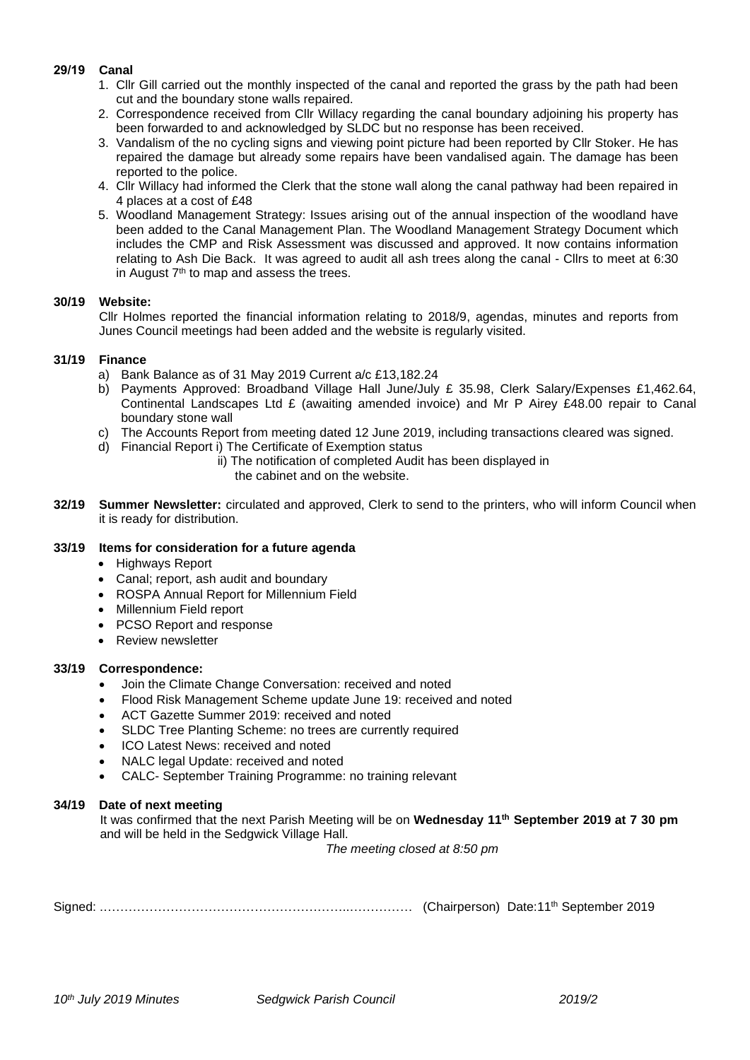**29/19 Canal**

1. Cllr Gill carried out the monthly inspected of the canal and reported the grass by the path had been cut and the boundary stone walls repaired.
2. Correspondence received from Cllr Willacy regarding the canal boundary adjoining his property has been forwarded to and acknowledged by SLDC but no response has been received.
3. Vandalism of the no cycling signs and viewing point picture had been reported by Cllr Stoker. He has repaired the damage but already some repairs have been vandalised again. The damage has been reported to the police.
4. Cllr Willacy had informed the Clerk that the stone wall along the canal pathway had been repaired in 4 places at a cost of £48
5. Woodland Management Strategy: Issues arising out of the annual inspection of the woodland have been added to the Canal Management Plan. The Woodland Management Strategy Document which includes the CMP and Risk Assessment was discussed and approved. It now contains information relating to Ash Die Back. It was agreed to audit all ash trees along the canal - Cllrs to meet at 6:30 in August 7th to map and assess the trees.

**30/19 Website:**

Cllr Holmes reported the financial information relating to 2018/9, agendas, minutes and reports from Junes Council meetings had been added and the website is regularly visited.

**31/19 Finance**

a) Bank Balance as of 31 May 2019 Current a/c £13,182.24
b) Payments Approved: Broadband Village Hall June/July £ 35.98, Clerk Salary/Expenses £1,462.64, Continental Landscapes Ltd £ (awaiting amended invoice) and Mr P Airey £48.00 repair to Canal boundary stone wall
c) The Accounts Report from meeting dated 12 June 2019, including transactions cleared was signed.
d) Financial Report i) The Certificate of Exemption status
   ii) The notification of completed Audit has been displayed in the cabinet and on the website.

**32/19 Summer Newsletter:** circulated and approved, Clerk to send to the printers, who will inform Council when it is ready for distribution.

**33/19 Items for consideration for a future agenda**

- Highways Report
- Canal; report, ash audit and boundary
- ROSPA Annual Report for Millennium Field
- Millennium Field report
- PCSO Report and response
- Review newsletter

**33/19 Correspondence:**

- Join the Climate Change Conversation: received and noted
- Flood Risk Management Scheme update June 19: received and noted
- ACT Gazette Summer 2019: received and noted
- SLDC Tree Planting Scheme: no trees are currently required
- ICO Latest News: received and noted
- NALC legal Update: received and noted
- CALC- September Training Programme: no training relevant

**34/19 Date of next meeting**

It was confirmed that the next Parish Meeting will be on **Wednesday 11th September 2019 at 7 30 pm** and will be held in the Sedgwick Village Hall.

*The meeting closed at 8:50 pm*

Signed: ………………………………………………….…………… (Chairperson) Date:11th September 2019